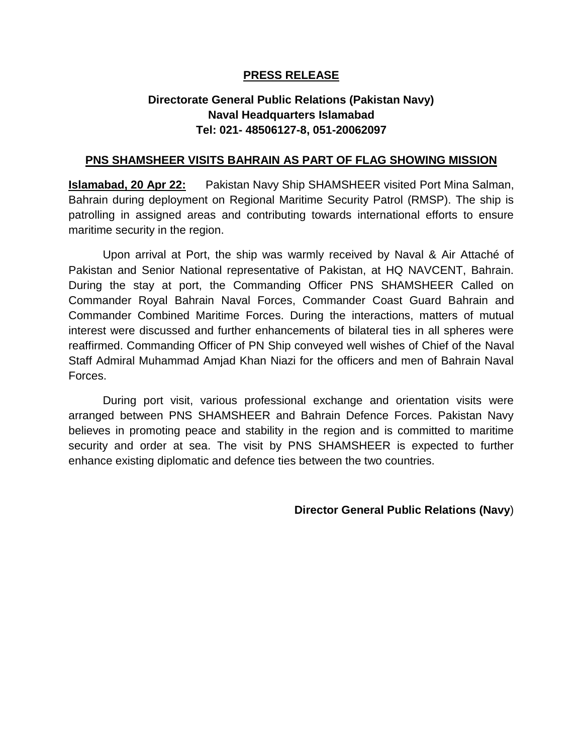**PRESS RELEASE**

**Directorate General Public Relations (Pakistan Navy)**
**Naval Headquarters Islamabad**
**Tel: 021- 48506127-8, 051-20062097**

## PNS SHAMSHEER VISITS BAHRAIN AS PART OF FLAG SHOWING MISSION

**Islamabad, 20 Apr 22:** Pakistan Navy Ship SHAMSHEER visited Port Mina Salman, Bahrain during deployment on Regional Maritime Security Patrol (RMSP). The ship is patrolling in assigned areas and contributing towards international efforts to ensure maritime security in the region.

Upon arrival at Port, the ship was warmly received by Naval & Air Attaché of Pakistan and Senior National representative of Pakistan, at HQ NAVCENT, Bahrain. During the stay at port, the Commanding Officer PNS SHAMSHEER Called on Commander Royal Bahrain Naval Forces, Commander Coast Guard Bahrain and Commander Combined Maritime Forces. During the interactions, matters of mutual interest were discussed and further enhancements of bilateral ties in all spheres were reaffirmed. Commanding Officer of PN Ship conveyed well wishes of Chief of the Naval Staff Admiral Muhammad Amjad Khan Niazi for the officers and men of Bahrain Naval Forces.

During port visit, various professional exchange and orientation visits were arranged between PNS SHAMSHEER and Bahrain Defence Forces. Pakistan Navy believes in promoting peace and stability in the region and is committed to maritime security and order at sea. The visit by PNS SHAMSHEER is expected to further enhance existing diplomatic and defence ties between the two countries.

**Director General Public Relations (Navy)**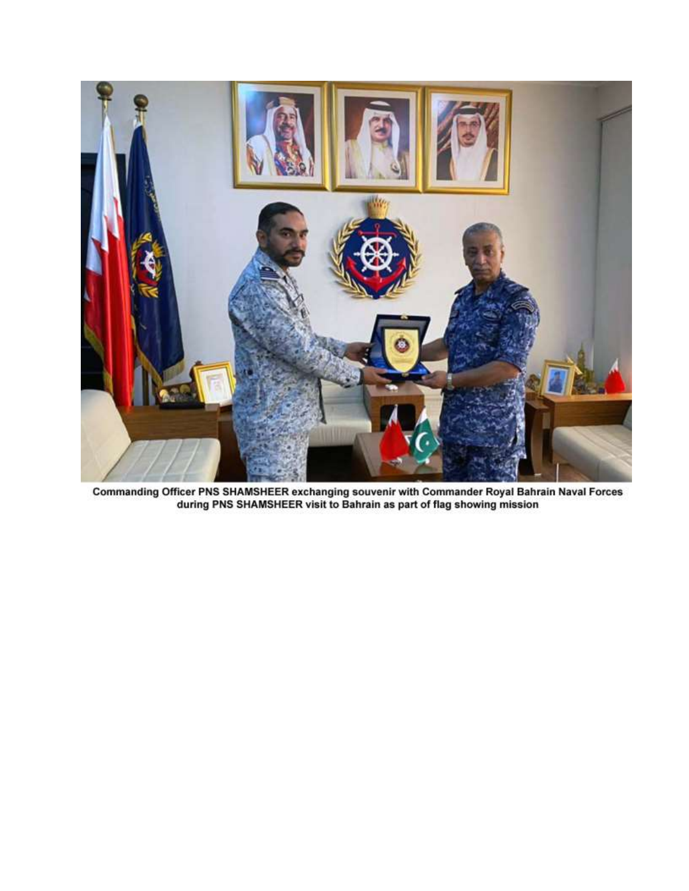Commanding Officer PNS SHAMSHEER exchanging souvenir with Commander Royal Bahrain Naval Forces during PNS SHAMSHEER visit to Bahrain as part of flag showing mission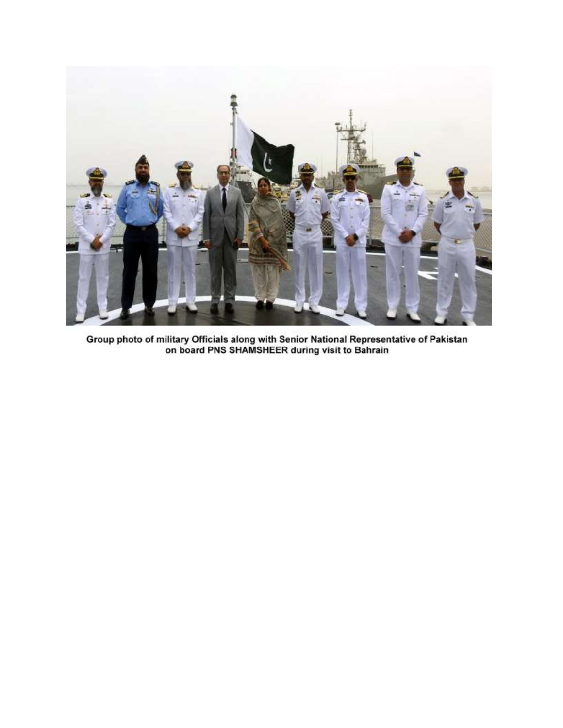Group photo of military Officials along with Senior National Representative of Pakistan on board PNS SHAMSHEER during visit to Bahrain